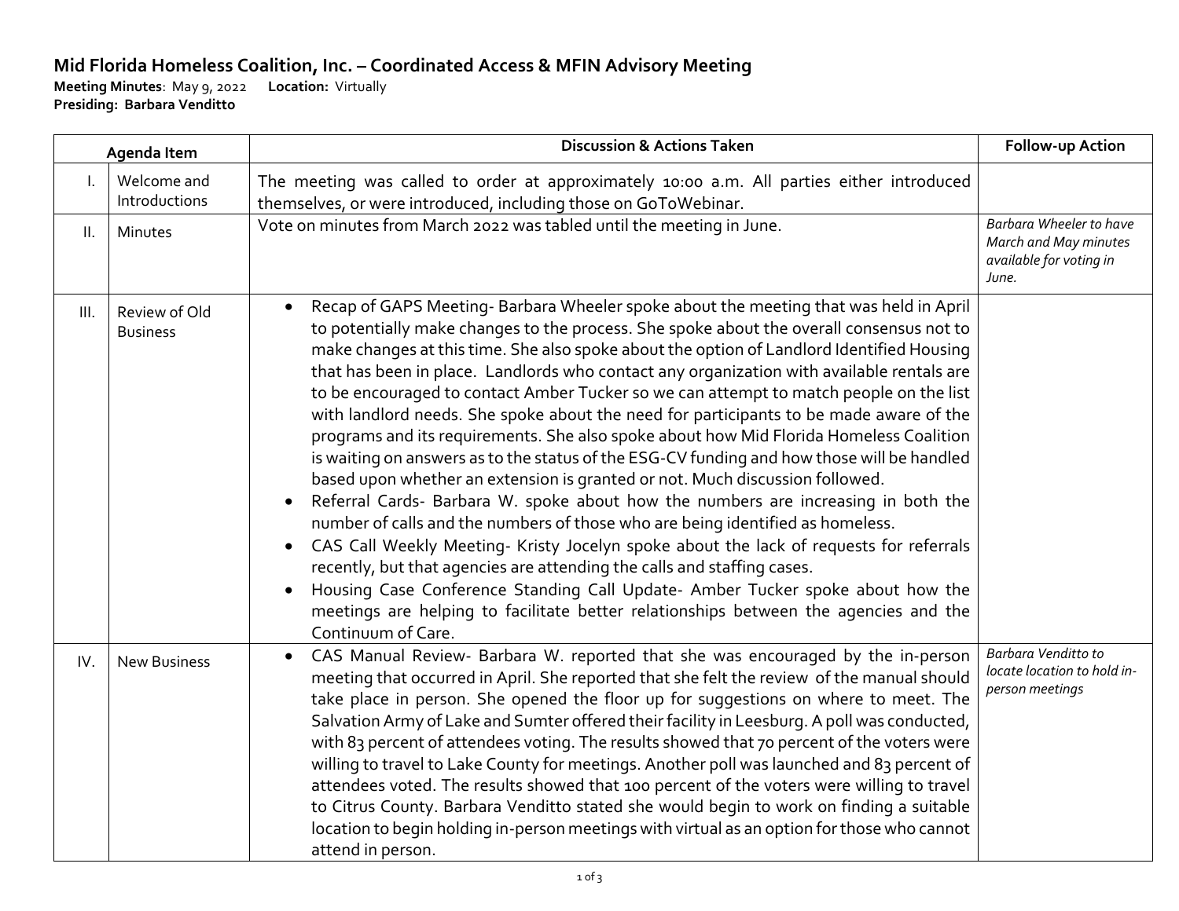## Mid Florida Homeless Coalition, Inc. – Coordinated Access & MFIN Advisory Meeting

**Meeting Minutes**: May 9, 2022 **Location:** Virtually
**Presiding: Barbara Venditto**

| | Agenda Item | Discussion & Actions Taken | Follow-up Action |
|---|---|---|---|
| I. | Welcome and Introductions | The meeting was called to order at approximately 10:00 a.m. All parties either introduced themselves, or were introduced, including those on GoToWebinar. | |
| II. | Minutes | Vote on minutes from March 2022 was tabled until the meeting in June. | *Barbara Wheeler to have March and May minutes available for voting in June.* |
| III. | Review of Old Business | • Recap of GAPS Meeting- Barbara Wheeler spoke about the meeting that was held in April to potentially make changes to the process. She spoke about the overall consensus not to make changes at this time. She also spoke about the option of Landlord Identified Housing that has been in place. Landlords who contact any organization with available rentals are to be encouraged to contact Amber Tucker so we can attempt to match people on the list with landlord needs. She spoke about the need for participants to be made aware of the programs and its requirements. She also spoke about how Mid Florida Homeless Coalition is waiting on answers as to the status of the ESG-CV funding and how those will be handled based upon whether an extension is granted or not. Much discussion followed.<br>• Referral Cards- Barbara W. spoke about how the numbers are increasing in both the number of calls and the numbers of those who are being identified as homeless.<br>• CAS Call Weekly Meeting- Kristy Jocelyn spoke about the lack of requests for referrals recently, but that agencies are attending the calls and staffing cases.<br>• Housing Case Conference Standing Call Update- Amber Tucker spoke about how the meetings are helping to facilitate better relationships between the agencies and the Continuum of Care. | |
| IV. | New Business | • CAS Manual Review- Barbara W. reported that she was encouraged by the in-person meeting that occurred in April. She reported that she felt the review of the manual should take place in person. She opened the floor up for suggestions on where to meet. The Salvation Army of Lake and Sumter offered their facility in Leesburg. A poll was conducted, with 83 percent of attendees voting. The results showed that 70 percent of the voters were willing to travel to Lake County for meetings. Another poll was launched and 83 percent of attendees voted. The results showed that 100 percent of the voters were willing to travel to Citrus County. Barbara Venditto stated she would begin to work on finding a suitable location to begin holding in-person meetings with virtual as an option for those who cannot attend in person. | *Barbara Venditto to locate location to hold in-person meetings* |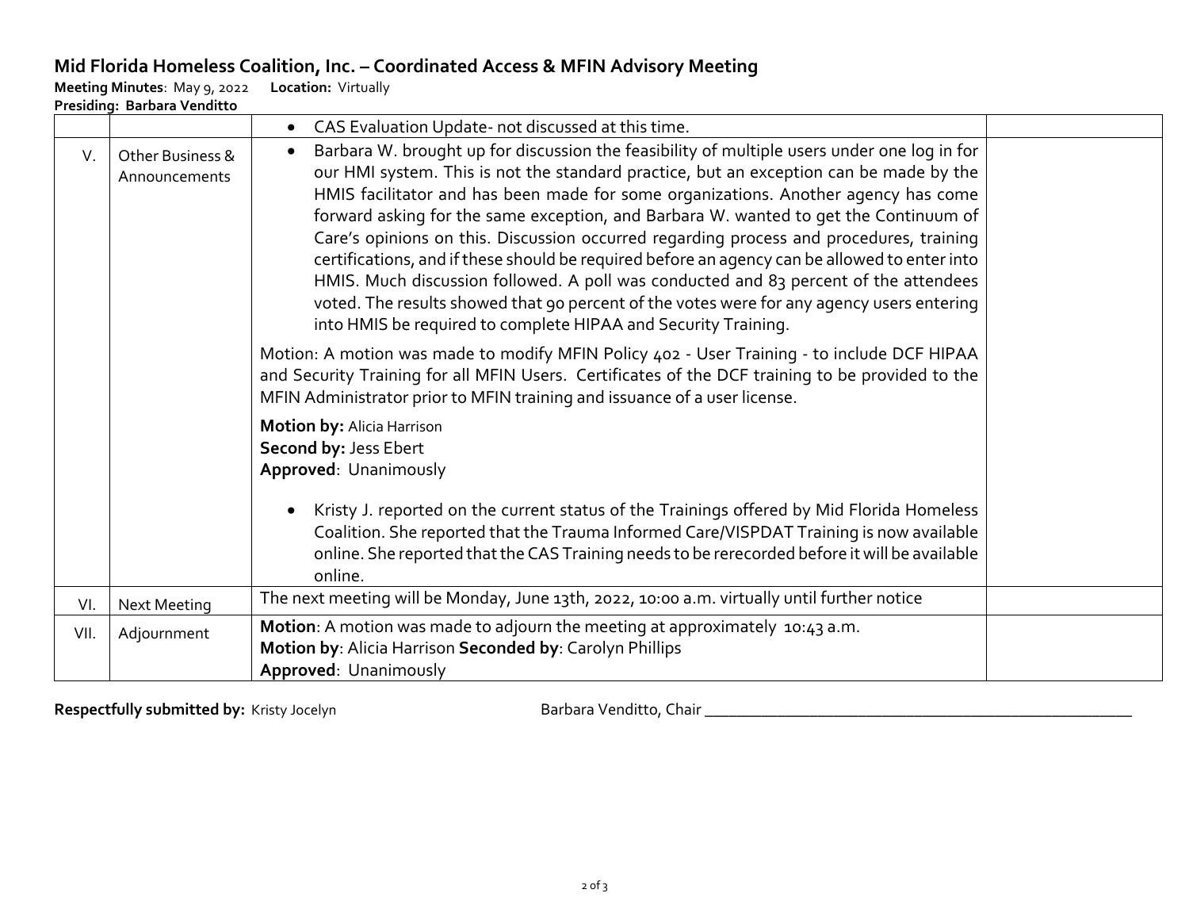# Mid Florida Homeless Coalition, Inc. – Coordinated Access & MFIN Advisory Meeting

**Meeting Minutes**: May 9, 2022 **Location:** Virtually

**Presiding: Barbara Venditto**

| | | | |
|---|---|---|---|
| | | • CAS Evaluation Update- not discussed at this time. | |
| V. | Other Business & Announcements | • Barbara W. brought up for discussion the feasibility of multiple users under one log in for our HMI system. This is not the standard practice, but an exception can be made by the HMIS facilitator and has been made for some organizations. Another agency has come forward asking for the same exception, and Barbara W. wanted to get the Continuum of Care's opinions on this. Discussion occurred regarding process and procedures, training certifications, and if these should be required before an agency can be allowed to enter into HMIS. Much discussion followed. A poll was conducted and 83 percent of the attendees voted. The results showed that 90 percent of the votes were for any agency users entering into HMIS be required to complete HIPAA and Security Training.<br><br>Motion: A motion was made to modify MFIN Policy 402 - User Training - to include DCF HIPAA and Security Training for all MFIN Users. Certificates of the DCF training to be provided to the MFIN Administrator prior to MFIN training and issuance of a user license.<br><br>**Motion by:** Alicia Harrison<br>**Second by:** Jess Ebert<br>**Approved**: Unanimously<br><br>• Kristy J. reported on the current status of the Trainings offered by Mid Florida Homeless Coalition. She reported that the Trauma Informed Care/VISPDAT Training is now available online. She reported that the CAS Training needs to be rerecorded before it will be available online. | |
| VI. | Next Meeting | The next meeting will be Monday, June 13th, 2022, 10:00 a.m. virtually until further notice | |
| VII. | Adjournment | **Motion**: A motion was made to adjourn the meeting at approximately 10:43 a.m.<br>**Motion by**: Alicia Harrison **Seconded by**: Carolyn Phillips<br>**Approved**: Unanimously | |

**Respectfully submitted by:** Kristy Jocelyn

Barbara Venditto, Chair ______________________________________________________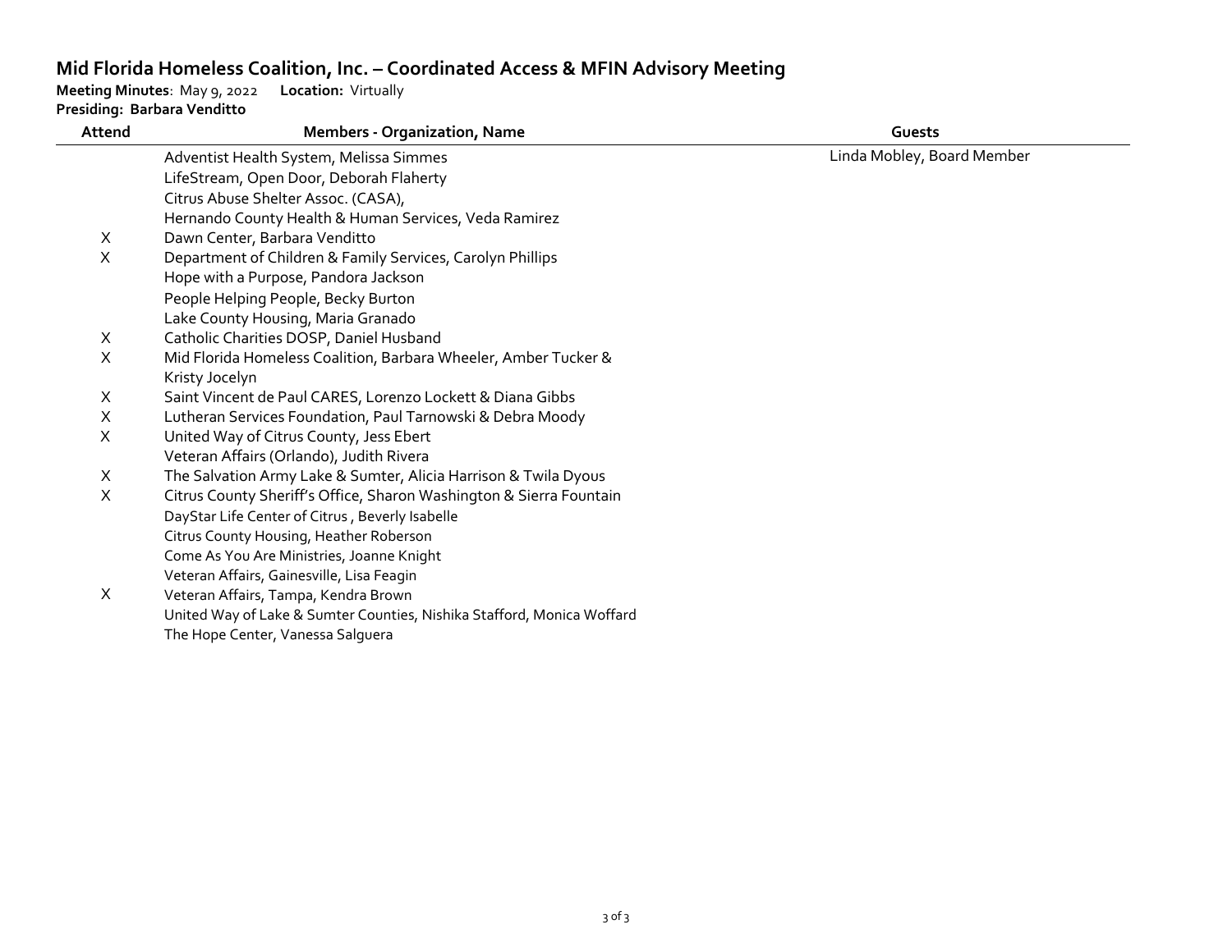## Mid Florida Homeless Coalition, Inc. – Coordinated Access & MFIN Advisory Meeting

**Meeting Minutes**: May 9, 2022 **Location:** Virtually
**Presiding: Barbara Venditto**

| Attend | Members - Organization, Name | Guests |
|---|---|---|
| | Adventist Health System, Melissa Simmes | Linda Mobley, Board Member |
| | LifeStream, Open Door, Deborah Flaherty | |
| | Citrus Abuse Shelter Assoc. (CASA), | |
| | Hernando County Health & Human Services, Veda Ramirez | |
| X | Dawn Center, Barbara Venditto | |
| X | Department of Children & Family Services, Carolyn Phillips | |
| | Hope with a Purpose, Pandora Jackson | |
| | People Helping People, Becky Burton | |
| | Lake County Housing, Maria Granado | |
| X | Catholic Charities DOSP, Daniel Husband | |
| X | Mid Florida Homeless Coalition, Barbara Wheeler, Amber Tucker & Kristy Jocelyn | |
| X | Saint Vincent de Paul CARES, Lorenzo Lockett & Diana Gibbs | |
| X | Lutheran Services Foundation, Paul Tarnowski & Debra Moody | |
| X | United Way of Citrus County, Jess Ebert | |
| | Veteran Affairs (Orlando), Judith Rivera | |
| X | The Salvation Army Lake & Sumter, Alicia Harrison & Twila Dyous | |
| X | Citrus County Sheriff's Office, Sharon Washington & Sierra Fountain | |
| | DayStar Life Center of Citrus , Beverly Isabelle | |
| | Citrus County Housing, Heather Roberson | |
| | Come As You Are Ministries, Joanne Knight | |
| | Veteran Affairs, Gainesville, Lisa Feagin | |
| X | Veteran Affairs, Tampa, Kendra Brown | |
| | United Way of Lake & Sumter Counties, Nishika Stafford, Monica Woffard | |
| | The Hope Center, Vanessa Salguera | |